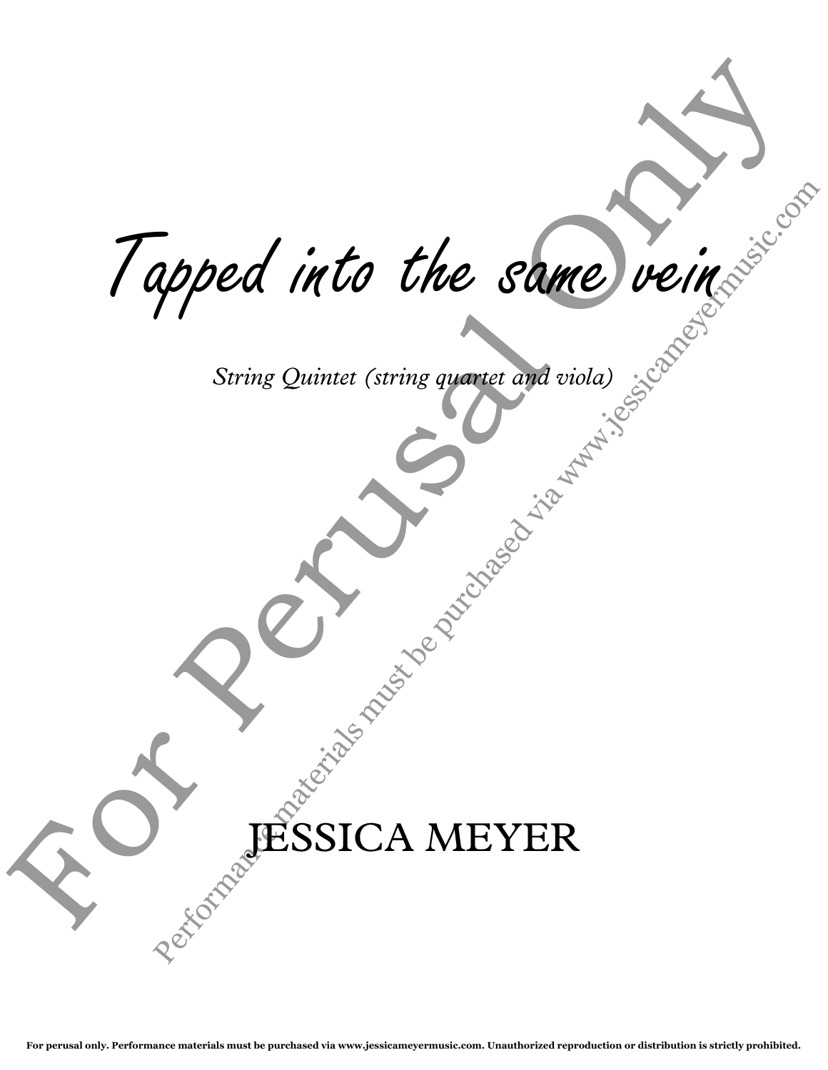# Tapped into the same vein

*String Quintet (string quartet and viola)*

JESSICA MEYER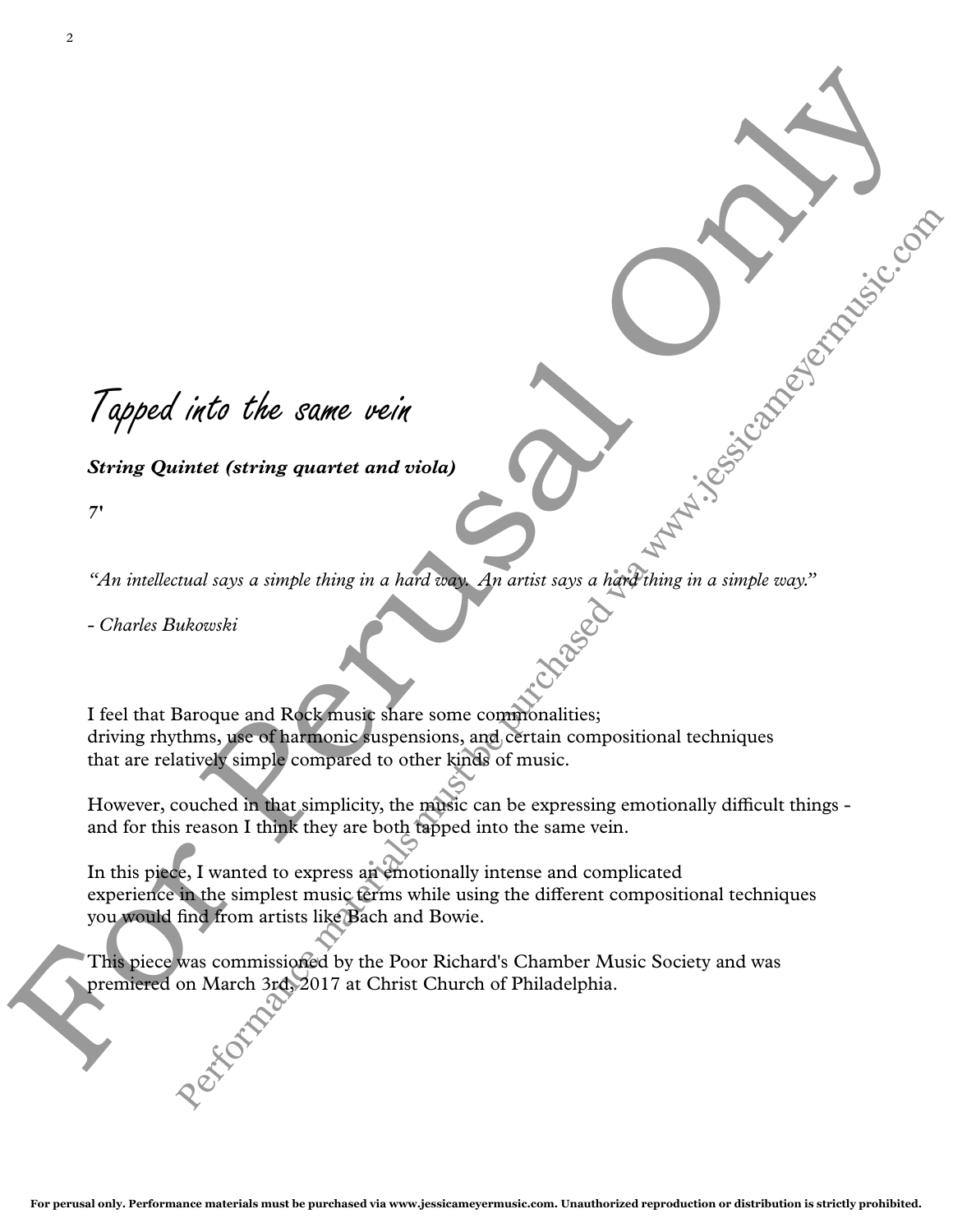# Tapped into the same vein

***String Quintet (string quartet and viola)***

*7'*

*"An intellectual says a simple thing in a hard way. An artist says a hard thing in a simple way."*

*- Charles Bukowski*

I feel that Baroque and Rock music share some commonalities;
driving rhythms, use of harmonic suspensions, and certain compositional techniques
that are relatively simple compared to other kinds of music.

However, couched in that simplicity, the music can be expressing emotionally difficult things -
and for this reason I think they are both tapped into the same vein.

In this piece, I wanted to express an emotionally intense and complicated
experience in the simplest music terms while using the different compositional techniques
you would find from artists like Bach and Bowie.

This piece was commissioned by the Poor Richard's Chamber Music Society and was
premiered on March 3rd, 2017 at Christ Church of Philadelphia.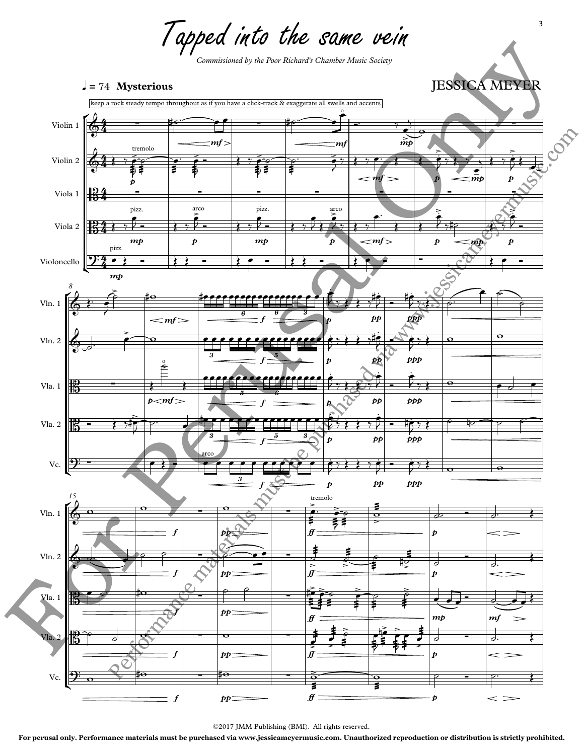# Tapped into the same vein

*Commissioned by the Poor Richard's Chamber Music Society*

♩ = 74 **Mysterious**

JESSICA MEYER

keep a rock steady tempo throughout as if you have a click-track & exaggerate all swells and accents

©2017 JMM Publishing (BMI). All rights reserved.

**For perusal only. Performance materials must be purchased via www.jessicameyermusic.com. Unauthorized reproduction or distribution is strictly prohibited.**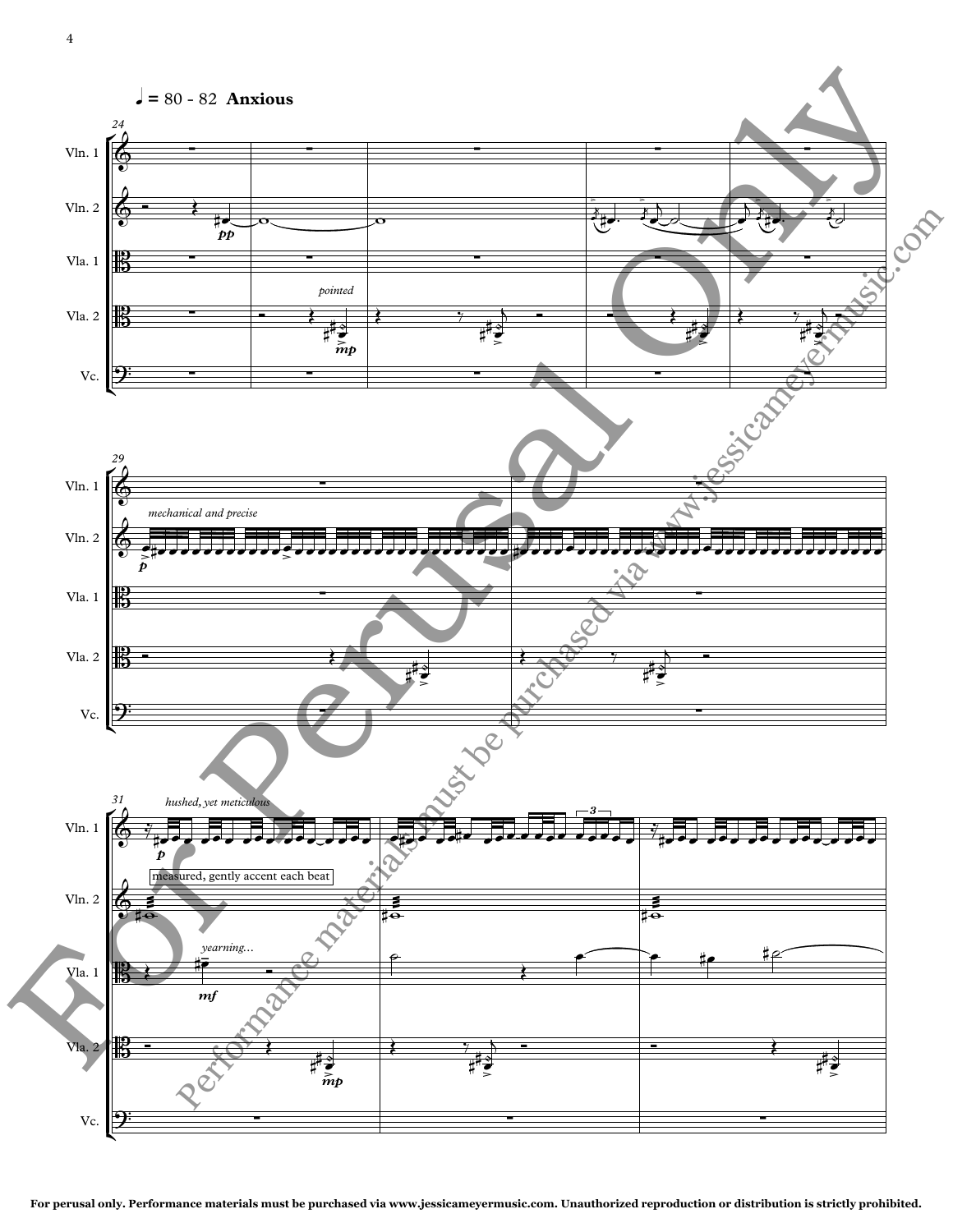♩ = 80 - 82 **Anxious**

*pointed*

*mechanical and precise*

*hushed, yet meticulous*

measured, gently accent each beat

*yearning...*

For Perusal Only

Performance materials must be purchased via www.jessicameyermusic.com

**For perusal only. Performance materials must be purchased via www.jessicameyermusic.com. Unauthorized reproduction or distribution is strictly prohibited.**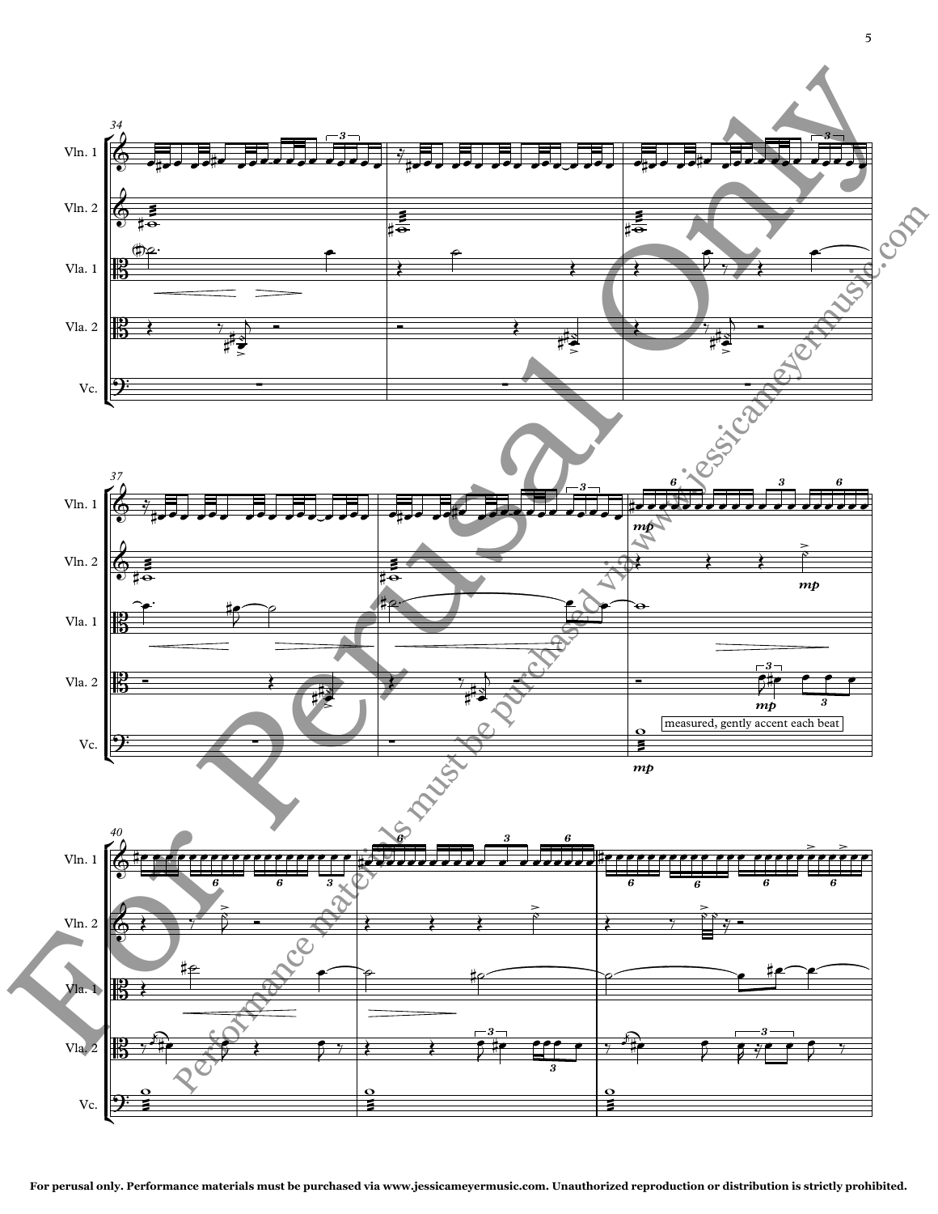measured, gently accent each beat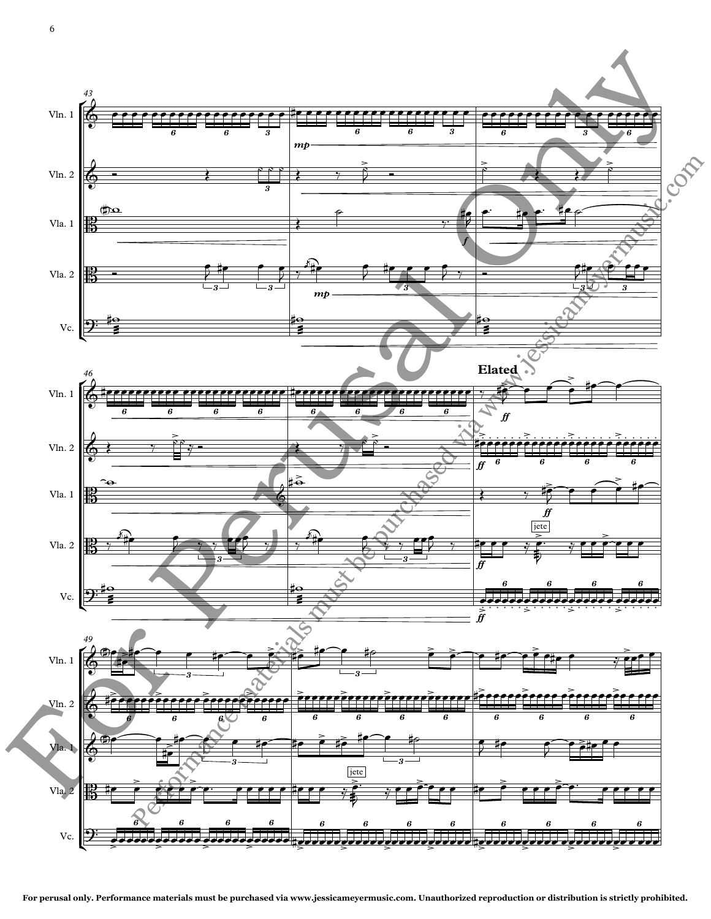**Elated**

For perusal only. Performance materials must be purchased via www.jessicameyermusic.com. Unauthorized reproduction or distribution is strictly prohibited.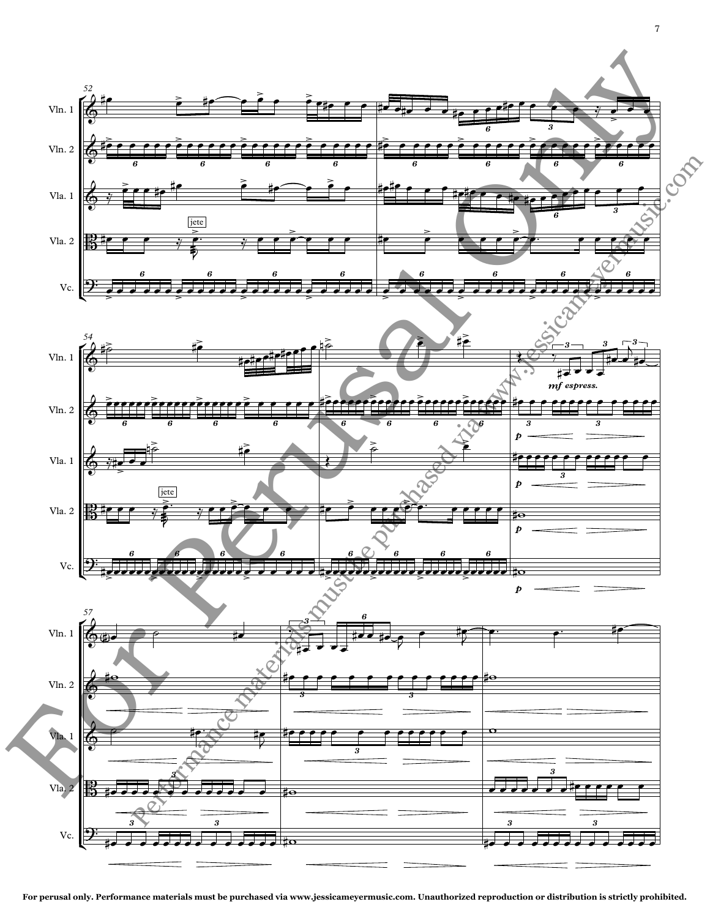For perusal only. Performance materials must be purchased via www.jessicameyermusic.com. Unauthorized reproduction or distribution is strictly prohibited.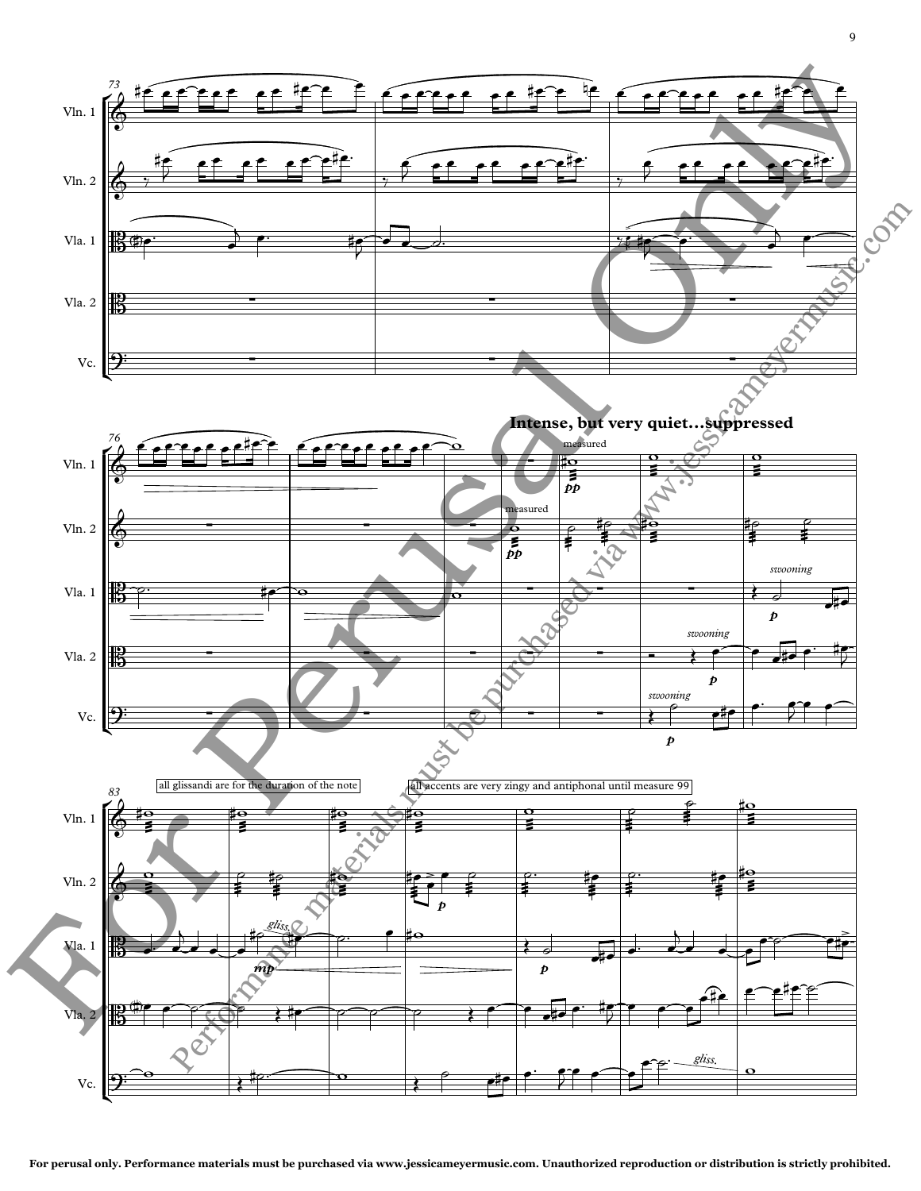**Intense, but very quiet…suppressed**

all glissandi are for the duration of the note

all accents are very zingy and antiphonal until measure 99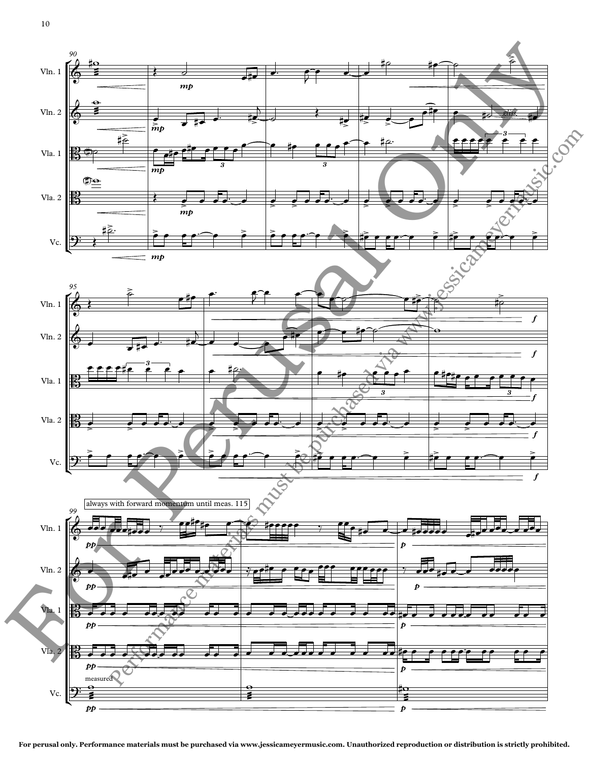always with forward momentum until meas. 115

For perusal only. Performance materials must be purchased via www.jessicameyermusic.com. Unauthorized reproduction or distribution is strictly prohibited.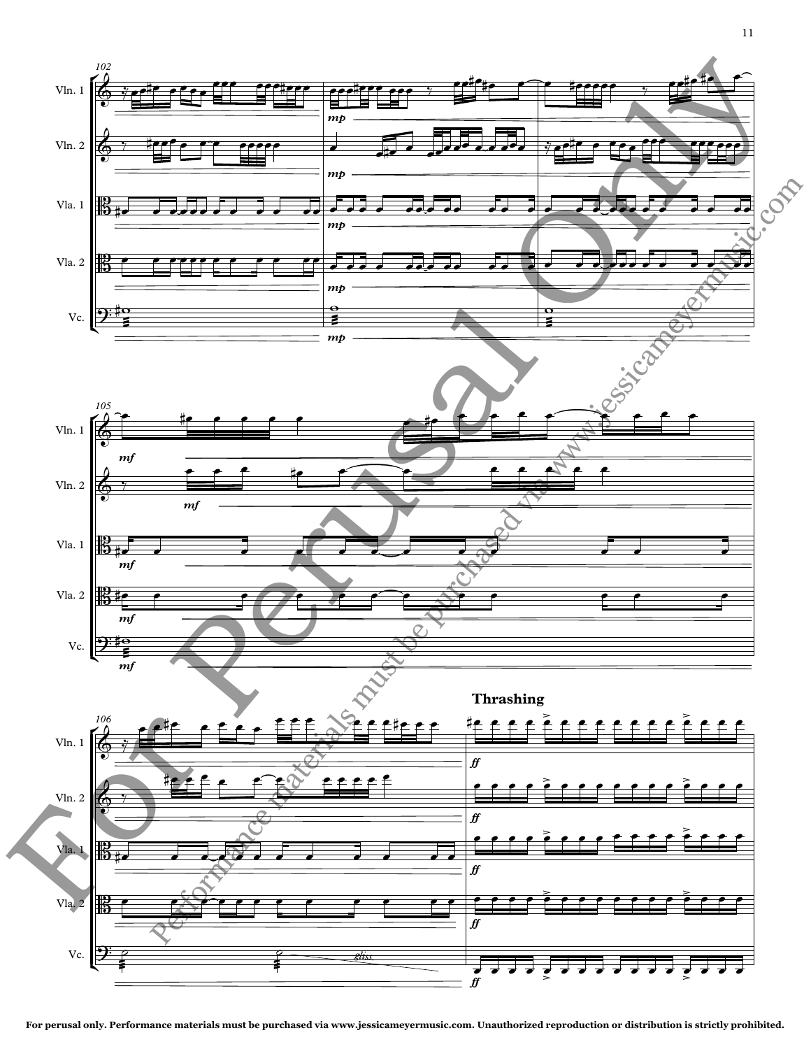**Thrashing**

For perusal only. Performance materials must be purchased via www.jessicameyermusic.com. Unauthorized reproduction or distribution is strictly prohibited.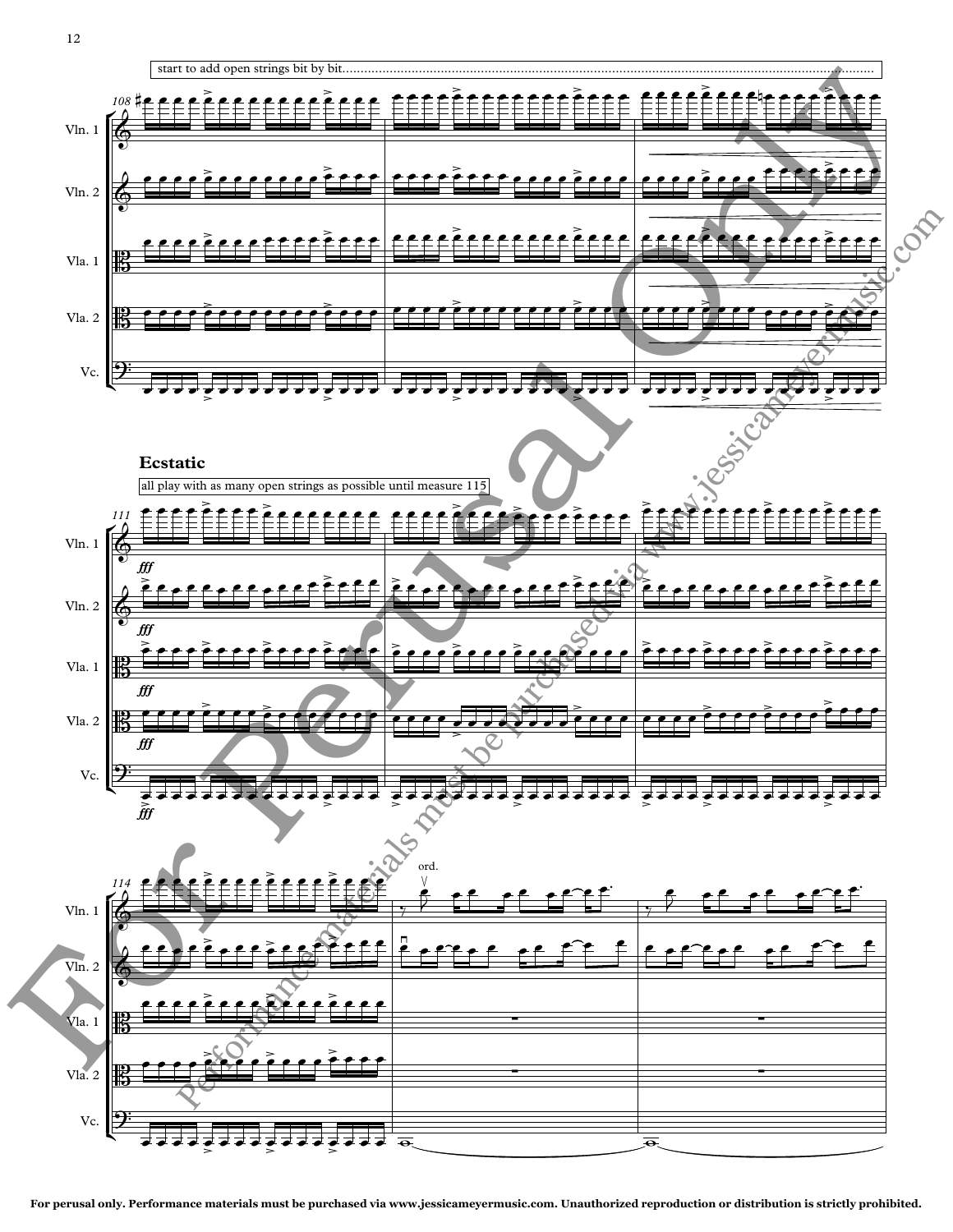start to add open strings bit by bit........................................................................................................................................

**Ecstatic**

all play with as many open strings as possible until measure 115

ord.

For perusal only. Performance materials must be purchased via www.jessicameyermusic.com. Unauthorized reproduction or distribution is strictly prohibited.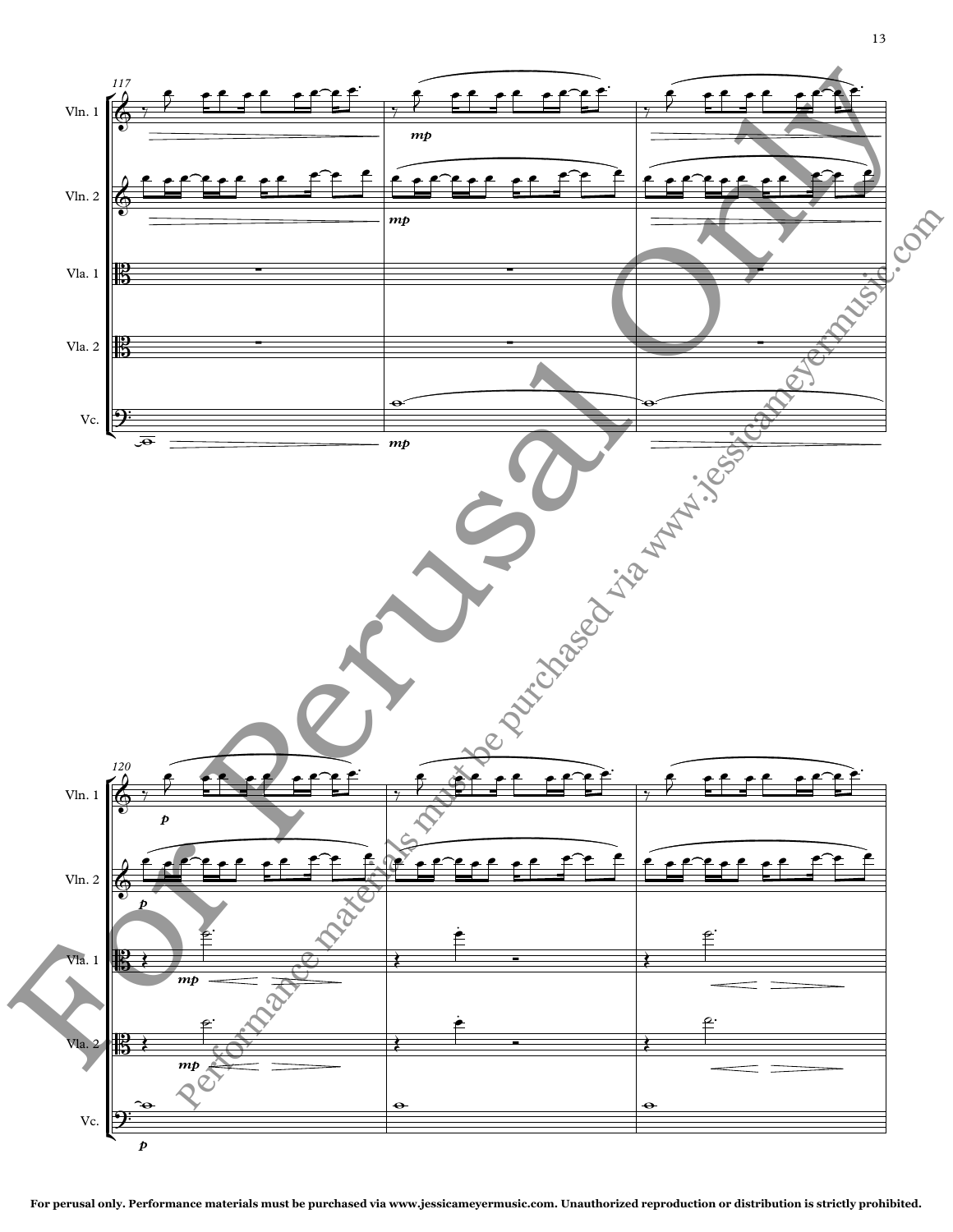For perusal only. Performance materials must be purchased via www.jessicameyermusic.com. Unauthorized reproduction or distribution is strictly prohibited.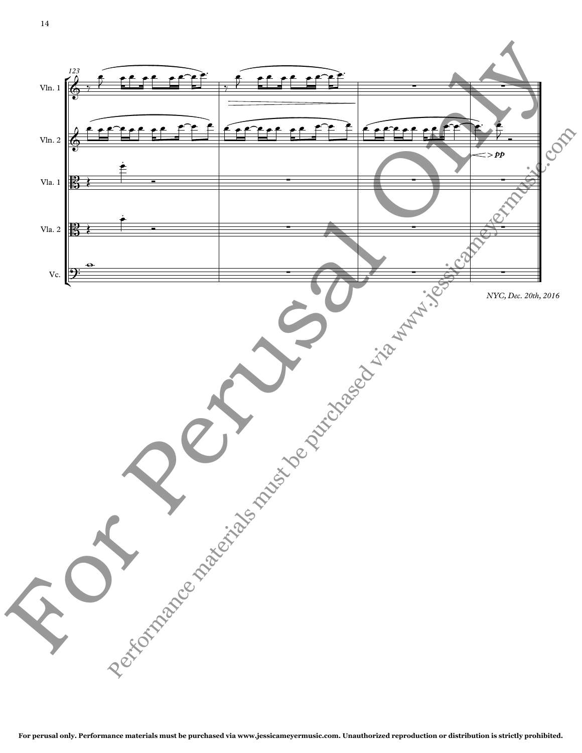NYC, Dec. 20th, 2016

For perusal only. Performance materials must be purchased via www.jessicameyermusic.com. Unauthorized reproduction or distribution is strictly prohibited.